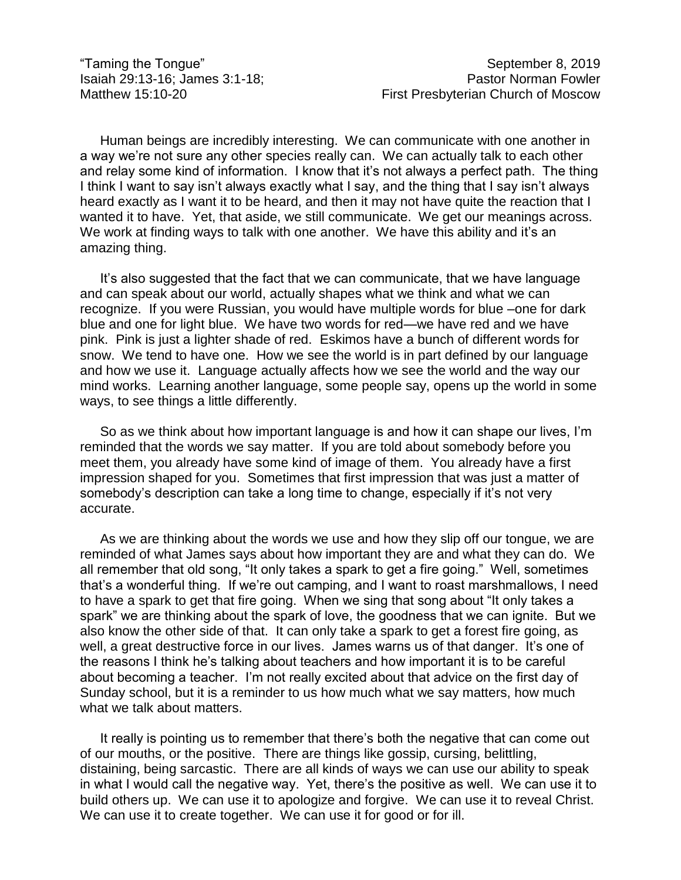"Taming the Tongue" September 8, 2019
Isaiah 29:13-16; James 3:1-18; Pastor Norman Fowler
Matthew 15:10-20 First Presbyterian Church of Moscow

Human beings are incredibly interesting. We can communicate with one another in a way we're not sure any other species really can. We can actually talk to each other and relay some kind of information. I know that it's not always a perfect path. The thing I think I want to say isn't always exactly what I say, and the thing that I say isn't always heard exactly as I want it to be heard, and then it may not have quite the reaction that I wanted it to have. Yet, that aside, we still communicate. We get our meanings across. We work at finding ways to talk with one another. We have this ability and it's an amazing thing.

It's also suggested that the fact that we can communicate, that we have language and can speak about our world, actually shapes what we think and what we can recognize. If you were Russian, you would have multiple words for blue –one for dark blue and one for light blue. We have two words for red—we have red and we have pink. Pink is just a lighter shade of red. Eskimos have a bunch of different words for snow. We tend to have one. How we see the world is in part defined by our language and how we use it. Language actually affects how we see the world and the way our mind works. Learning another language, some people say, opens up the world in some ways, to see things a little differently.

So as we think about how important language is and how it can shape our lives, I'm reminded that the words we say matter. If you are told about somebody before you meet them, you already have some kind of image of them. You already have a first impression shaped for you. Sometimes that first impression that was just a matter of somebody's description can take a long time to change, especially if it's not very accurate.

As we are thinking about the words we use and how they slip off our tongue, we are reminded of what James says about how important they are and what they can do. We all remember that old song, "It only takes a spark to get a fire going." Well, sometimes that's a wonderful thing. If we're out camping, and I want to roast marshmallows, I need to have a spark to get that fire going. When we sing that song about "It only takes a spark" we are thinking about the spark of love, the goodness that we can ignite. But we also know the other side of that. It can only take a spark to get a forest fire going, as well, a great destructive force in our lives. James warns us of that danger. It's one of the reasons I think he's talking about teachers and how important it is to be careful about becoming a teacher. I'm not really excited about that advice on the first day of Sunday school, but it is a reminder to us how much what we say matters, how much what we talk about matters.

It really is pointing us to remember that there's both the negative that can come out of our mouths, or the positive. There are things like gossip, cursing, belittling, distaining, being sarcastic. There are all kinds of ways we can use our ability to speak in what I would call the negative way. Yet, there's the positive as well. We can use it to build others up. We can use it to apologize and forgive. We can use it to reveal Christ. We can use it to create together. We can use it for good or for ill.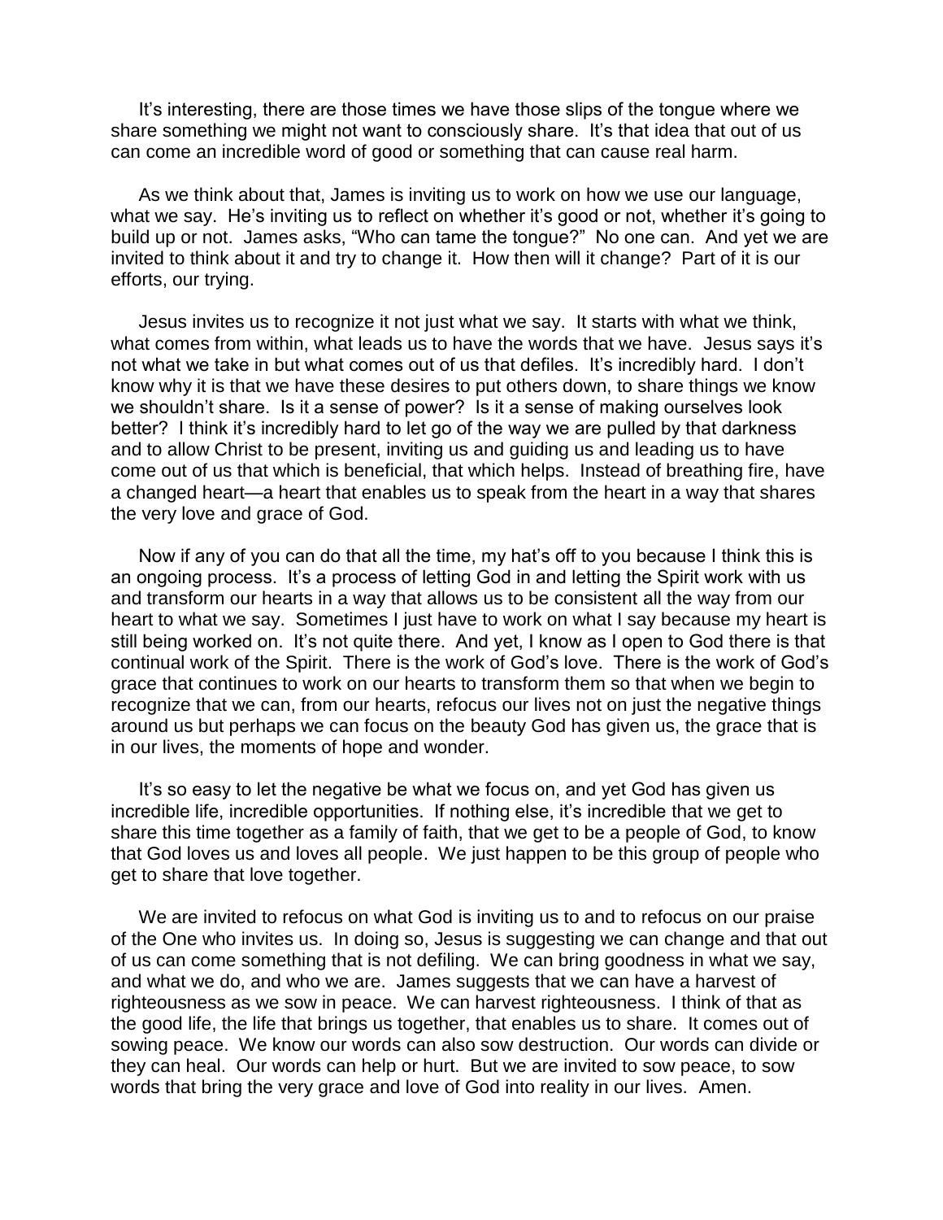It's interesting, there are those times we have those slips of the tongue where we share something we might not want to consciously share. It's that idea that out of us can come an incredible word of good or something that can cause real harm.

As we think about that, James is inviting us to work on how we use our language, what we say. He's inviting us to reflect on whether it's good or not, whether it's going to build up or not. James asks, "Who can tame the tongue?" No one can. And yet we are invited to think about it and try to change it. How then will it change? Part of it is our efforts, our trying.

Jesus invites us to recognize it not just what we say. It starts with what we think, what comes from within, what leads us to have the words that we have. Jesus says it's not what we take in but what comes out of us that defiles. It's incredibly hard. I don't know why it is that we have these desires to put others down, to share things we know we shouldn't share. Is it a sense of power? Is it a sense of making ourselves look better? I think it's incredibly hard to let go of the way we are pulled by that darkness and to allow Christ to be present, inviting us and guiding us and leading us to have come out of us that which is beneficial, that which helps. Instead of breathing fire, have a changed heart—a heart that enables us to speak from the heart in a way that shares the very love and grace of God.

Now if any of you can do that all the time, my hat's off to you because I think this is an ongoing process. It's a process of letting God in and letting the Spirit work with us and transform our hearts in a way that allows us to be consistent all the way from our heart to what we say. Sometimes I just have to work on what I say because my heart is still being worked on. It's not quite there. And yet, I know as I open to God there is that continual work of the Spirit. There is the work of God's love. There is the work of God's grace that continues to work on our hearts to transform them so that when we begin to recognize that we can, from our hearts, refocus our lives not on just the negative things around us but perhaps we can focus on the beauty God has given us, the grace that is in our lives, the moments of hope and wonder.

It's so easy to let the negative be what we focus on, and yet God has given us incredible life, incredible opportunities. If nothing else, it's incredible that we get to share this time together as a family of faith, that we get to be a people of God, to know that God loves us and loves all people. We just happen to be this group of people who get to share that love together.

We are invited to refocus on what God is inviting us to and to refocus on our praise of the One who invites us. In doing so, Jesus is suggesting we can change and that out of us can come something that is not defiling. We can bring goodness in what we say, and what we do, and who we are. James suggests that we can have a harvest of righteousness as we sow in peace. We can harvest righteousness. I think of that as the good life, the life that brings us together, that enables us to share. It comes out of sowing peace. We know our words can also sow destruction. Our words can divide or they can heal. Our words can help or hurt. But we are invited to sow peace, to sow words that bring the very grace and love of God into reality in our lives. Amen.